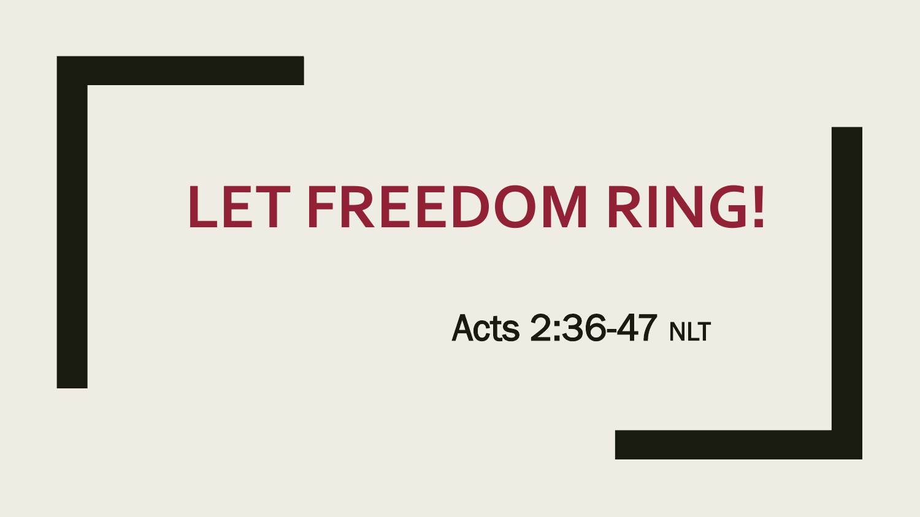# LET FREEDOM RING!

Acts 2:36-47 NLT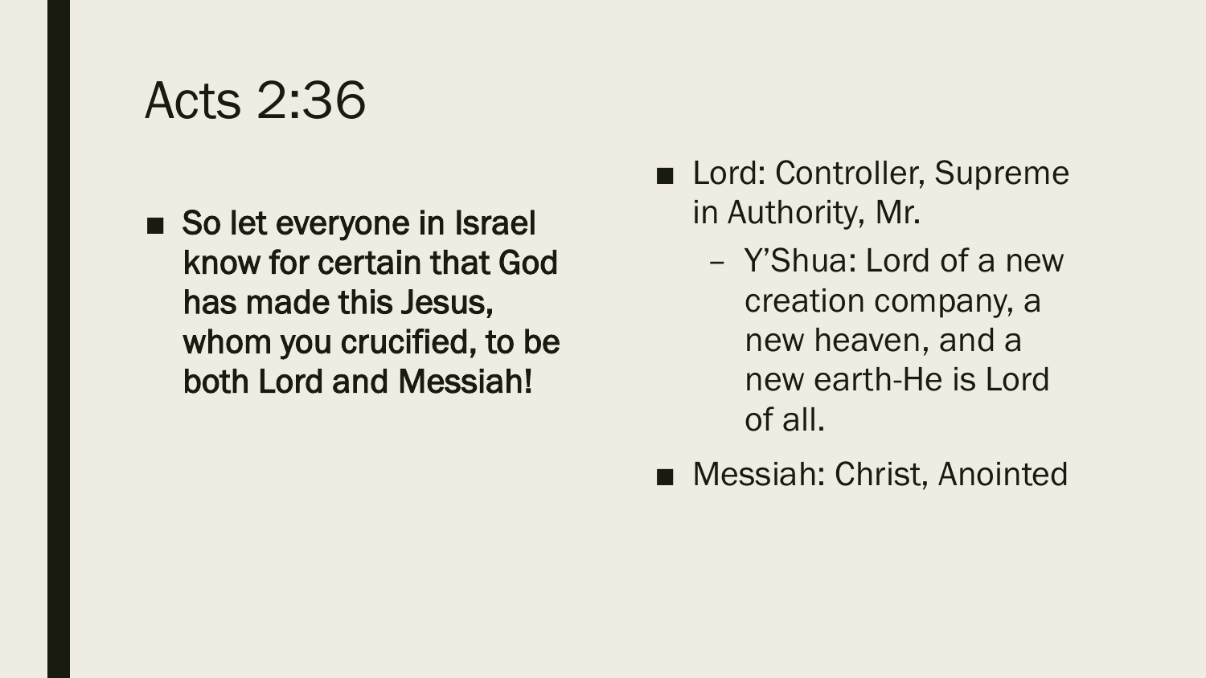# Acts 2:36

- **So let everyone in Israel know for certain that God has made this Jesus, whom you crucified, to be both Lord and Messiah!**

- Lord: Controller, Supreme in Authority, Mr.
  - Y'Shua: Lord of a new creation company, a new heaven, and a new earth-He is Lord of all.
- Messiah: Christ, Anointed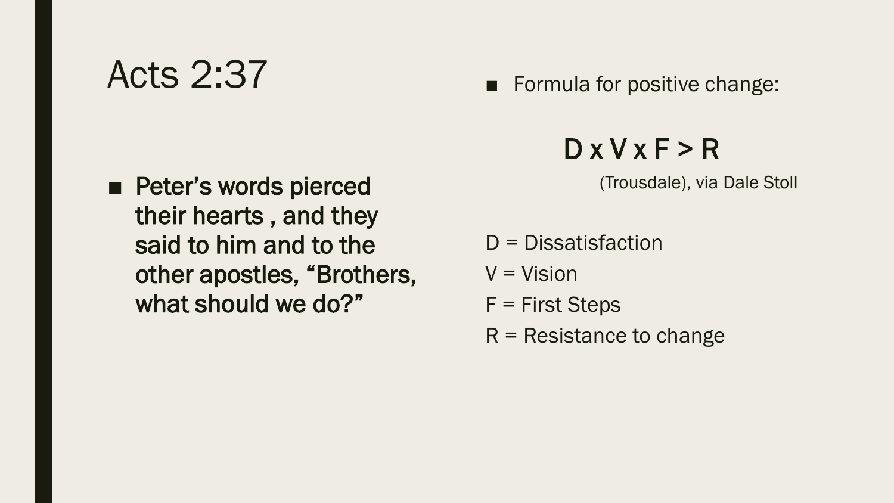# Acts 2:37

- **Peter's words pierced their hearts , and they said to him and to the other apostles, "Brothers, what should we do?"**

- Formula for positive change:

$$D \times V \times F > R$$

(Trousdale), via Dale Stoll

D = Dissatisfaction

V = Vision

F = First Steps

R = Resistance to change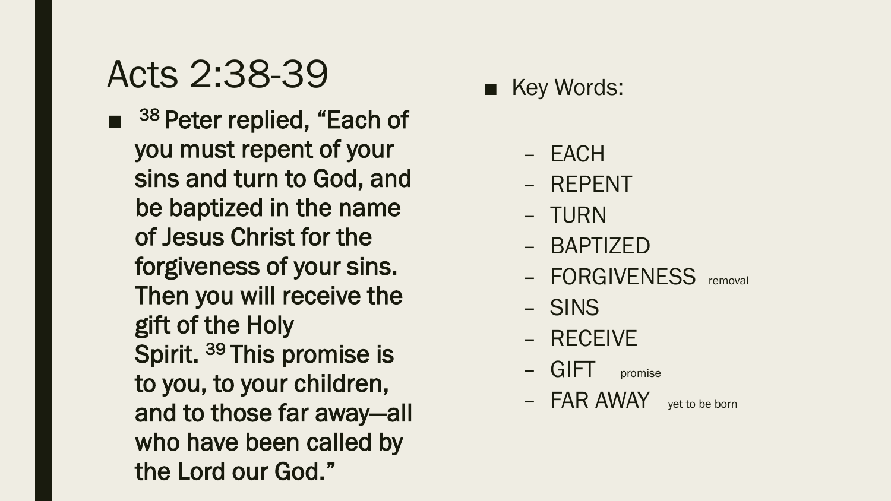# Acts 2:38-39

- 38 Peter replied, "Each of you must repent of your sins and turn to God, and be baptized in the name of Jesus Christ for the forgiveness of your sins. Then you will receive the gift of the Holy Spirit. 39 This promise is to you, to your children, and to those far away—all who have been called by the Lord our God."

- Key Words:
  - EACH
  - REPENT
  - TURN
  - BAPTIZED
  - FORGIVENESS removal
  - SINS
  - RECEIVE
  - GIFT promise
  - FAR AWAY yet to be born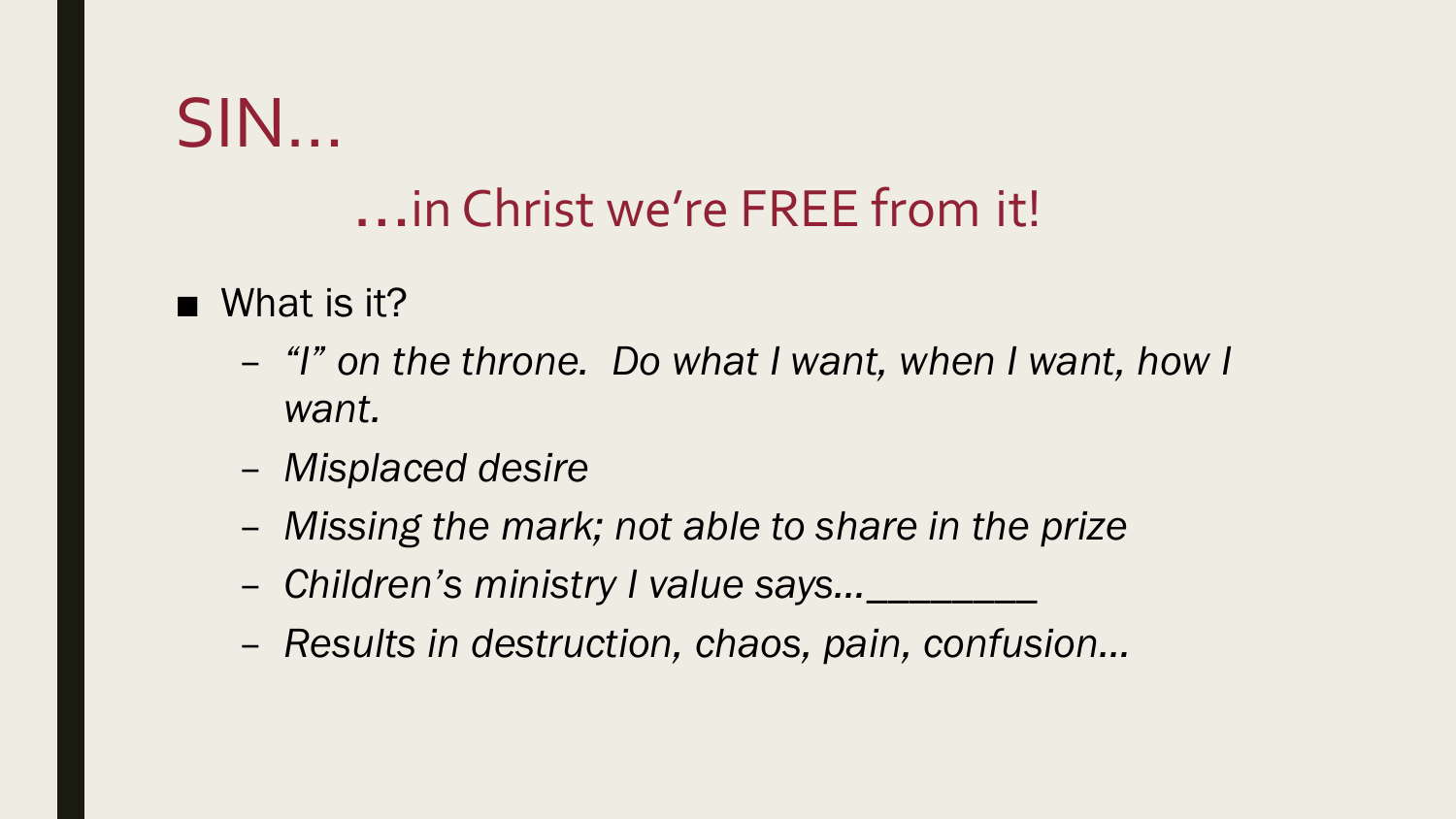# SIN…

## …in Christ we're FREE from it!

- What is it?
  - *"I" on the throne. Do what I want, when I want, how I want.*
  - *Misplaced desire*
  - *Missing the mark; not able to share in the prize*
  - *Children's ministry I value says…________*
  - *Results in destruction, chaos, pain, confusion…*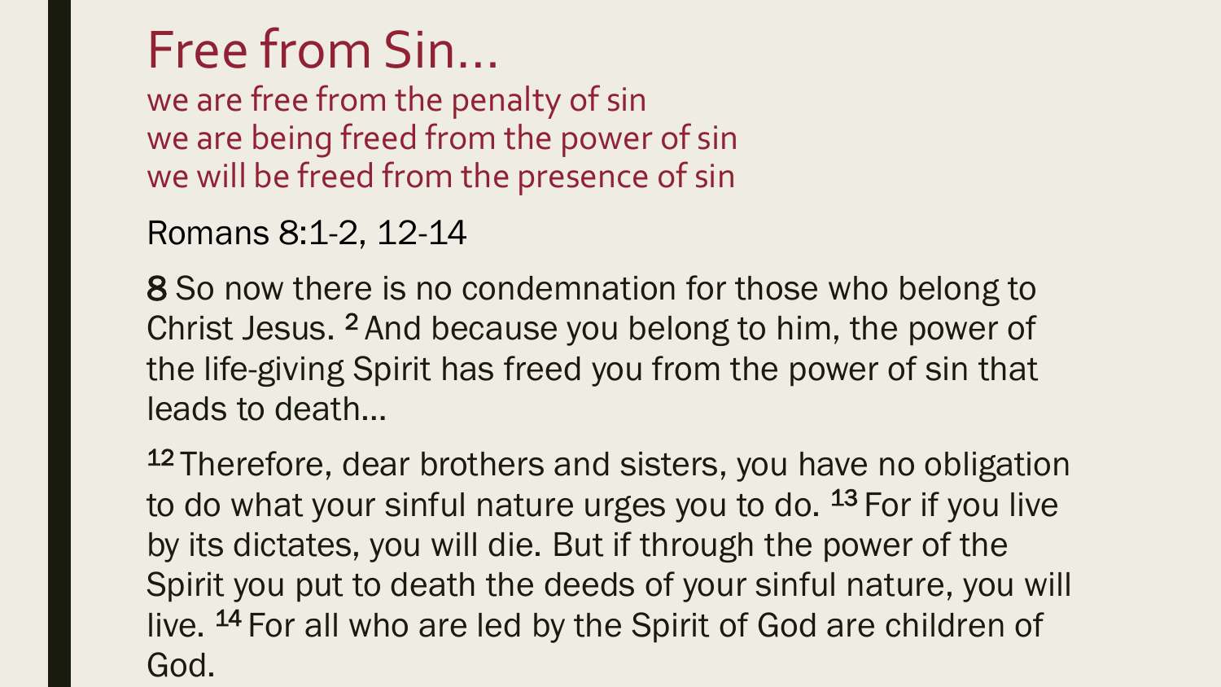# Free from Sin…

we are free from the penalty of sin
we are being freed from the power of sin
we will be freed from the presence of sin

Romans 8:1-2, 12-14

**8** So now there is no condemnation for those who belong to Christ Jesus. [2] And because you belong to him, the power of the life-giving Spirit has freed you from the power of sin that leads to death…

[12] Therefore, dear brothers and sisters, you have no obligation to do what your sinful nature urges you to do. [13] For if you live by its dictates, you will die. But if through the power of the Spirit you put to death the deeds of your sinful nature, you will live. [14] For all who are led by the Spirit of God are children of God.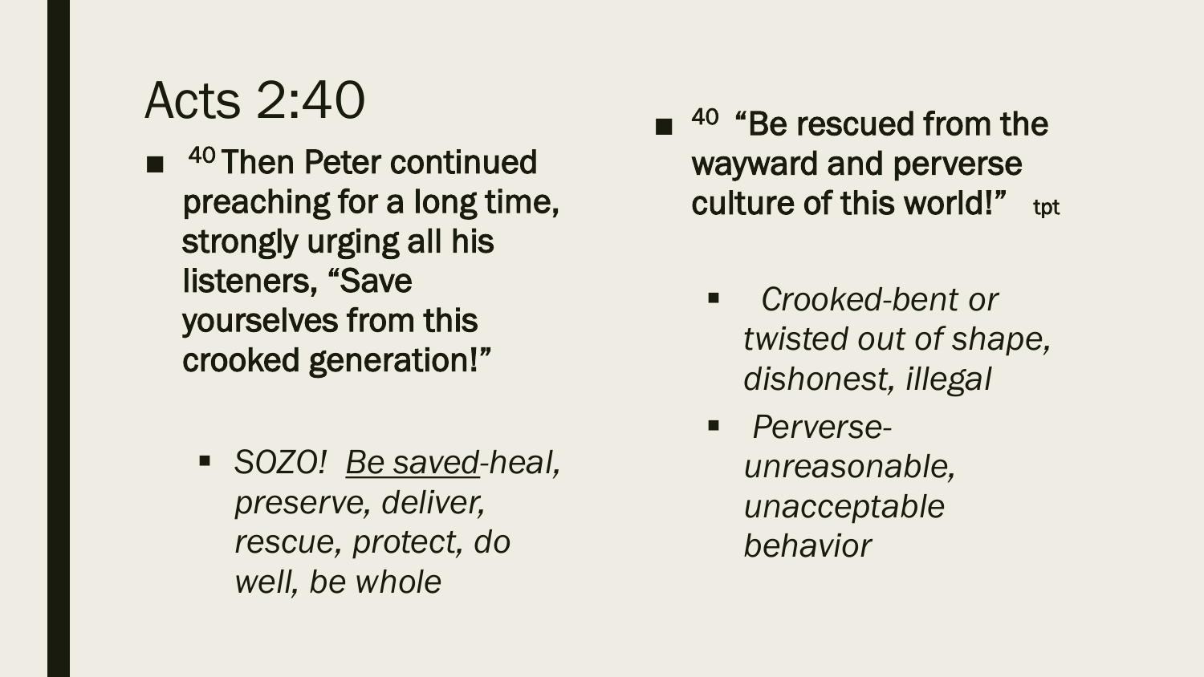# Acts 2:40

- [40] Then Peter continued preaching for a long time, strongly urging all his listeners, "Save yourselves from this crooked generation!"
    - *SOZO! Be saved-heal, preserve, deliver, rescue, protect, do well, be whole*

- [40] "Be rescued from the wayward and perverse culture of this world!" tpt
    - *Crooked-bent or twisted out of shape, dishonest, illegal*
    - *Perverse-unreasonable, unacceptable behavior*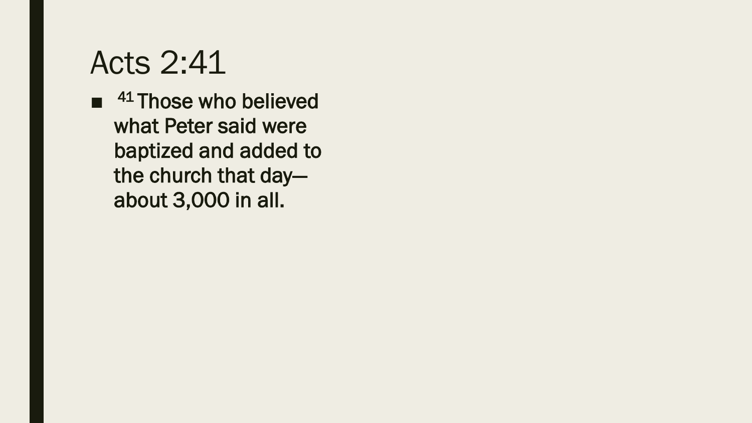# Acts 2:41

- [41] Those who believed what Peter said were baptized and added to the church that day—about 3,000 in all.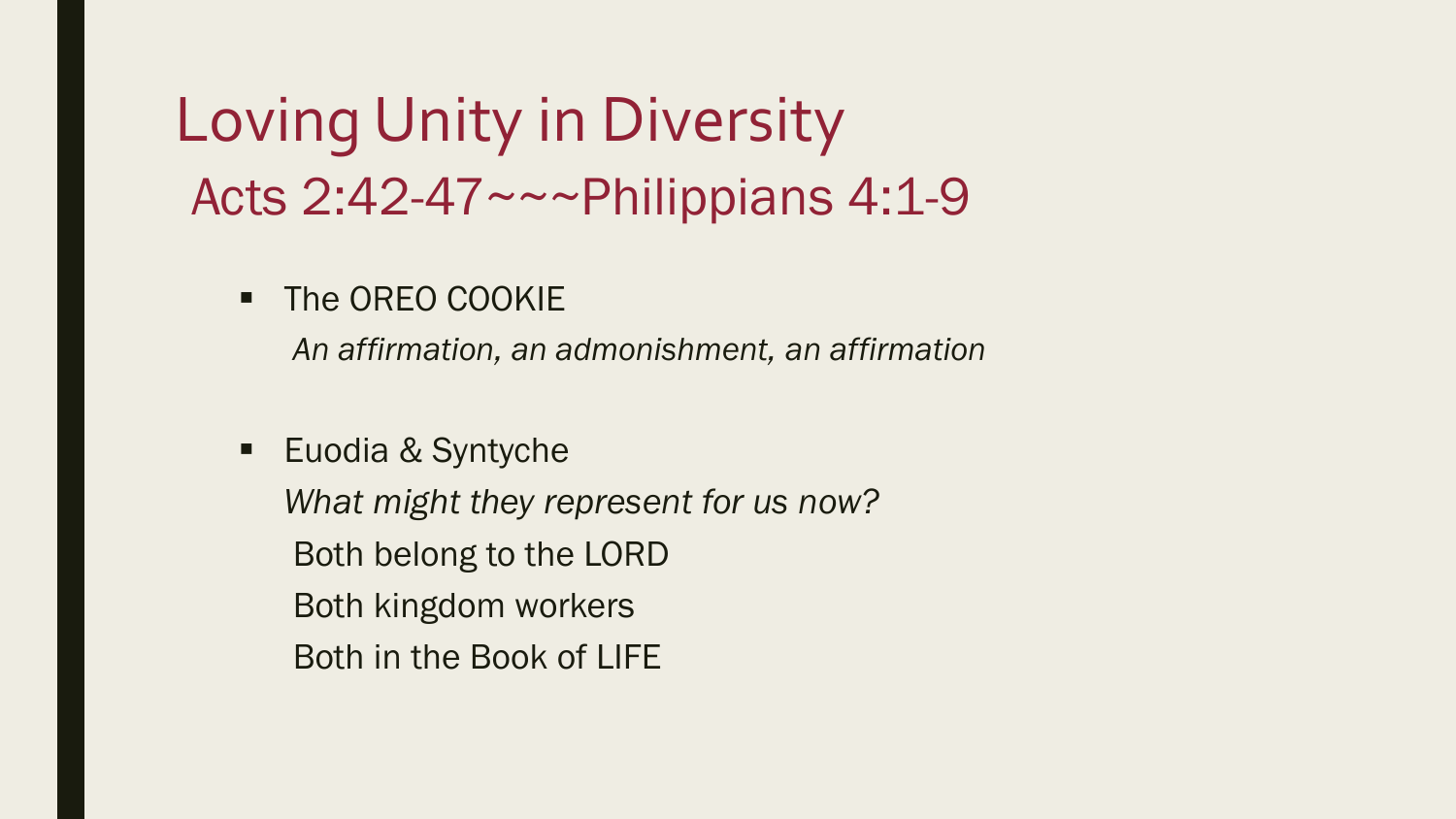# Loving Unity in Diversity

## Acts 2:42-47~~~Philippians 4:1-9

- The OREO COOKIE

  *An affirmation, an admonishment, an affirmation*

- Euodia & Syntyche

  *What might they represent for us now?*

  Both belong to the LORD

  Both kingdom workers

  Both in the Book of LIFE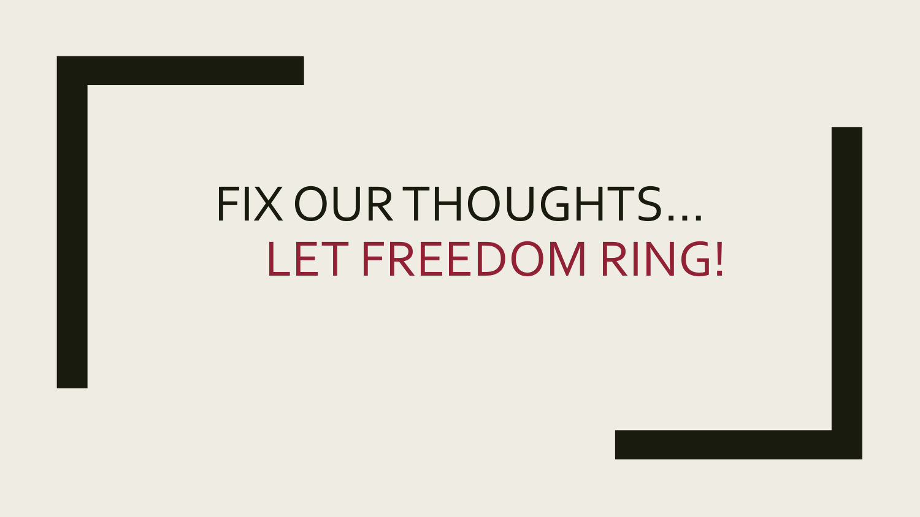# FIX OUR THOUGHTS… LET FREEDOM RING!